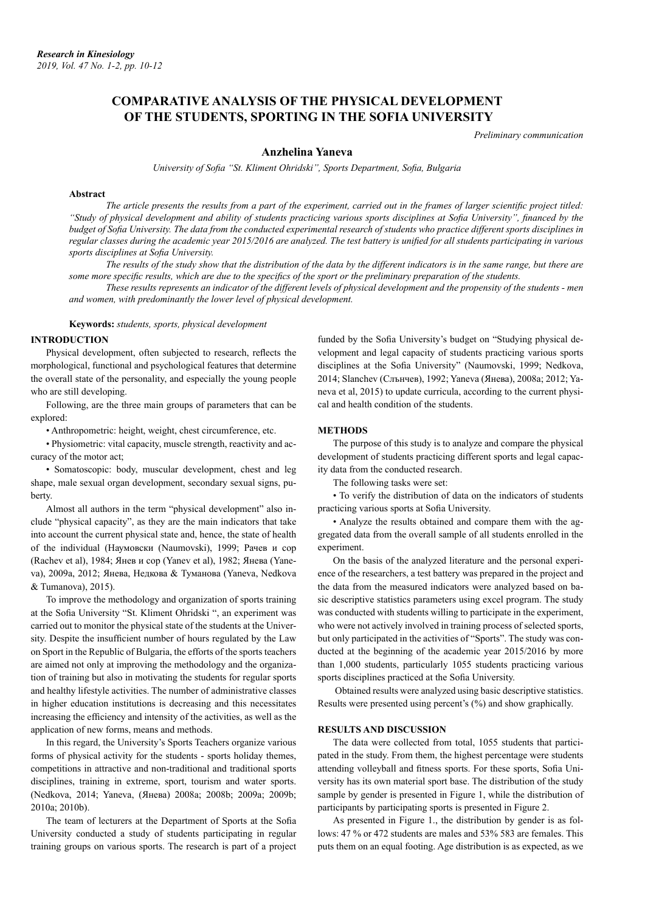# COMPARATIVE ANALYSIS OF THE PHYSICAL DEVELOPMENT OF THE STUDENTS, SPORTING IN THE SOFIA UNIVERSITY

*Preliminary communication*

**Anzhelina Yaneva**

*University of Sofia "St. Kliment Ohridski", Sports Department, Sofia, Bulgaria*

### Abstract

*The article presents the results from a part of the experiment, carried out in the frames of larger scientific project titled: "Study of physical development and ability of students practicing various sports disciplines at Sofia University", financed by the budget of Sofia University. The data from the conducted experimental research of students who practice different sports disciplines in regular classes during the academic year 2015/2016 are analyzed. The test battery is unified for all students participating in various sports disciplines at Sofia University.*

*The results of the study show that the distribution of the data by the different indicators is in the same range, but there are some more specific results, which are due to the specifics of the sport or the preliminary preparation of the students.*

*These results represents an indicator of the different levels of physical development and the propensity of the students - men and women, with predominantly the lower level of physical development.*

**Keywords:** *students, sports, physical development*

## INTRODUCTION

Physical development, often subjected to research, reflects the morphological, functional and psychological features that determine the overall state of the personality, and especially the young people who are still developing.

Following, are the three main groups of parameters that can be explored:

- Anthropometric: height, weight, chest circumference, etc.
- Physiometric: vital capacity, muscle strength, reactivity and accuracy of the motor act;
- Somatoscopic: body, muscular development, chest and leg shape, male sexual organ development, secondary sexual signs, puberty.

Almost all authors in the term "physical development" also include "physical capacity", as they are the main indicators that take into account the current physical state and, hence, the state of health of the individual (Наумовски (Naumovski), 1999; Рачев и сор (Rachev et al), 1984; Янев и сор (Yanev et al), 1982; Янева (Yaneva), 2009a, 2012; Янева, Недкова & Туманова) (Yaneva, Nedkova & Tumanova), 2015).

To improve the methodology and organization of sports training at the Sofia University "St. Kliment Ohridski ", an experiment was carried out to monitor the physical state of the students at the University. Despite the insufficient number of hours regulated by the Law on Sport in the Republic of Bulgaria, the efforts of the sports teachers are aimed not only at improving the methodology and the organization of training but also in motivating the students for regular sports and healthy lifestyle activities. The number of administrative classes in higher education institutions is decreasing and this necessitates increasing the efficiency and intensity of the activities, as well as the application of new forms, means and methods.

In this regard, the University's Sports Teachers organize various forms of physical activity for the students - sports holiday themes, competitions in attractive and non-traditional and traditional sports disciplines, training in extreme, sport, tourism and water sports. (Nedkova, 2014; Yaneva, (Янева) 2008a; 2008b; 2009a; 2009b; 2010a; 2010b).

The team of lecturers at the Department of Sports at the Sofia University conducted a study of students participating in regular training groups on various sports. The research is part of a project funded by the Sofia University's budget on "Studying physical development and legal capacity of students practicing various sports disciplines at the Sofia University" (Naumovski, 1999; Nedkova, 2014; Slanchev (Слънчев), 1992; Yaneva (Янева), 2008a; 2012; Yaneva et al, 2015) to update curricula, according to the current physical and health condition of the students.

## METHODS

The purpose of this study is to analyze and compare the physical development of students practicing different sports and legal capacity data from the conducted research.

The following tasks were set:

- To verify the distribution of data on the indicators of students practicing various sports at Sofia University.
- Analyze the results obtained and compare them with the aggregated data from the overall sample of all students enrolled in the experiment.

On the basis of the analyzed literature and the personal experience of the researchers, a test battery was prepared in the project and the data from the measured indicators were analyzed based on basic descriptive statistics parameters using excel program. The study was conducted with students willing to participate in the experiment, who were not actively involved in training process of selected sports, but only participated in the activities of "Sports". The study was conducted at the beginning of the academic year 2015/2016 by more than 1,000 students, particularly 1055 students practicing various sports disciplines practiced at the Sofia University.

Obtained results were analyzed using basic descriptive statistics. Results were presented using percent's (%) and show graphically.

## RESULTS AND DISCUSSION

The data were collected from total, 1055 students that participated in the study. From them, the highest percentage were students attending volleyball and fitness sports. For these sports, Sofia University has its own material sport base. The distribution of the study sample by gender is presented in Figure 1, while the distribution of participants by participating sports is presented in Figure 2.

As presented in Figure 1., the distribution by gender is as follows: 47 % or 472 students are males and 53% 583 are females. This puts them on an equal footing. Age distribution is as expected, as we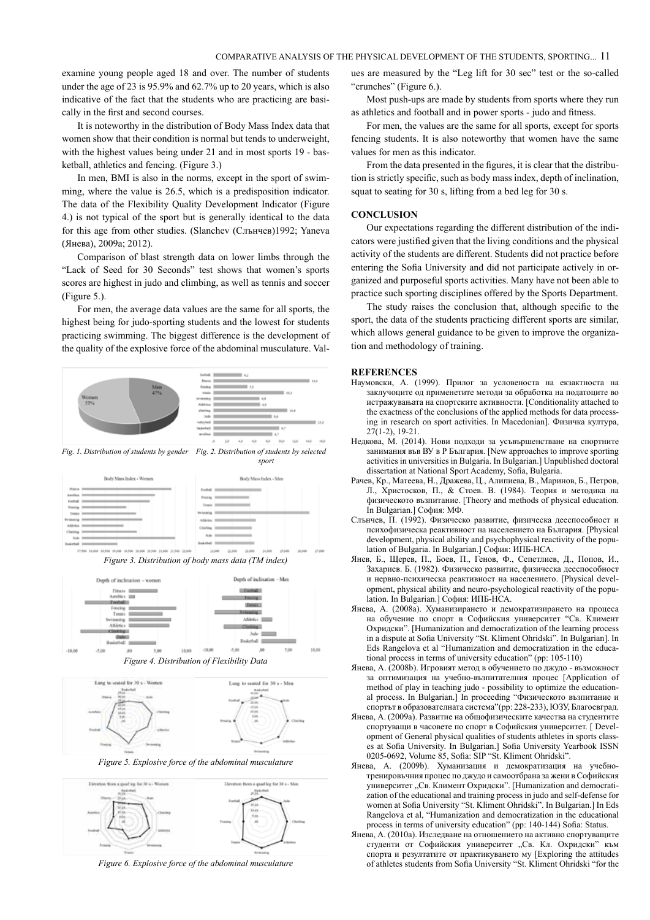examine young people aged 18 and over. The number of students under the age of 23 is 95.9% and 62.7% up to 20 years, which is also indicative of the fact that the students who are practicing are basically in the first and second courses.

It is noteworthy in the distribution of Body Mass Index data that women show that their condition is normal but tends to underweight, with the highest values being under 21 and in most sports 19 - basketball, athletics and fencing. (Figure 3.)

In men, BMI is also in the norms, except in the sport of swimming, where the value is 26.5, which is a predisposition indicator. The data of the Flexibility Quality Development Indicator (Figure 4.) is not typical of the sport but is generally identical to the data for this age from other studies. (Slanchev (Слънчев)1992; Yaneva (Янева), 2009a; 2012).

Comparison of blast strength data on lower limbs through the "Lack of Seed for 30 Seconds" test shows that women's sports scores are highest in judo and climbing, as well as tennis and soccer (Figure 5.).

For men, the average data values are the same for all sports, the highest being for judo-sporting students and the lowest for students practicing swimming. The biggest difference is the development of the quality of the explosive force of the abdominal musculature. Values are measured by the "Leg lift for 30 sec" test or the so-called "crunches" (Figure 6.).

Most push-ups are made by students from sports where they run as athletics and football and in power sports - judo and fitness.

For men, the values are the same for all sports, except for sports fencing students. It is also noteworthy that women have the same values for men as this indicator.

From the data presented in the figures, it is clear that the distribution is strictly specific, such as body mass index, depth of inclination, squat to seating for 30 s, lifting from a bed leg for 30 s.

*Fig. 1. Distribution of students by gender*

*Fig. 2. Distribution of students by selected sport*

*Figure 3. Distribution of body mass data (TM index)*

*Figure 4. Distribution of Flexibility Data*

*Figure 5. Explosive force of the abdominal musculature*

*Figure 6. Explosive force of the abdominal musculature*

## CONCLUSION

Our expectations regarding the different distribution of the indicators were justified given that the living conditions and the physical activity of the students are different. Students did not practice before entering the Sofia University and did not participate actively in organized and purposeful sports activities. Many have not been able to practice such sporting disciplines offered by the Sports Department.

The study raises the conclusion that, although specific to the sport, the data of the students practicing different sports are similar, which allows general guidance to be given to improve the organization and methodology of training.

## REFERENCES

Наумовски, А. (1999). Прилог за условеноста на екзактноста на заклучоците од применетите методи за обработка на податоците во истражувањата на спортските активности. [Conditionality attached to the exactness of the conclusions of the applied methods for data processing in research on sport activities. In Macedonian]. Физичка култура, 27(1-2), 19-21.

Недкова, М. (2014). Нови подходи за усъвършенстване на спортните занимания във ВУ в Р България. [New approaches to improve sporting activities in universities in Bulgaria. In Bulgarian.] Unpublished doctoral dissertation at National Sport Academy, Sofia, Bulgaria.

Рачев, Кр., Матеева, Н., Дражева, Ц., Алипиева, В., Маринов, Б., Петров, Л., Христосков, П., & Стоев. В. (1984). Теория и методика на физическото възпитание. [Theory and methods of physical education. In Bulgarian.] София: МФ.

Слънчев, П. (1992). Физическо развитие, физическа дееспособност и психофизическа реактивност на населението на България. [Physical development, physical ability and psychophysical reactivity of the population of Bulgaria. In Bulgarian.] София: ИПБ-НСА.

Янев, Б., Щерев, П., Боев, П., Генов, Ф., Сепетлиев, Д., Попов, И., Захариев. Б. (1982). Физическо развитие, физическа дееспособност и нервно-психическа реактивност на населението. [Physical development, physical ability and neuro-psychological reactivity of the population. In Bulgarian.] София: ИПБ-НСА.

Янева, А. (2008a). Хуманизирането и демократизирането на процеса на обучение по спорт в Софийския университет "Св. Климент Охридски". [Humanization and democratization of the learning process in a dispute at Sofia University "St. Kliment Ohridski". In Bulgarian]. In Eds Rangelova et al "Humanization and democratization in the educational process in terms of university education" (pp: 105-110)

Янева, А. (2008b). Игровият метод в обучението по джудо - възможност за оптимизация на учебно-възпитателния процес [Application of method of play in teaching judo - possibility to optimize the educational process. In Bulgarian.] In proceeding "Физическото възпитание и спортът в образователната система"(pp: 228-233), ЮЗУ, Благоевград.

Янева, А. (2009a). Развитие на общофизическите качества на студентите спортуващи в часовете по спорт в Софийския университет. [ Development of General physical qualities of students athletes in sports classes at Sofia University. In Bulgarian.] Sofia University Yearbook ISSN 0205-0692, Volume 85, Sofia: SIP "St. Kliment Ohridski".

Янева, А. (2009b). Хуманизация и демократизация на учебно-тренировъчния процес по джудо и самоотбрана за жени в Софийския университет „Св. Климент Охридски". [Humanization and democratization of the educational and training process in judo and self-defense for women at Sofia University "St. Kliment Ohridski". In Bulgarian.] In Eds Rangelova et al, "Humanization and democratization in the educational process in terms of university education" (pp: 140-144) Sofia: Status.

Янева, А. (2010a). Изследване на отношението на активно спортуващите студенти от Софийския университет „Св. Кл. Охридски" към спорта и резултатите от практикуването му [Exploring the attitudes of athletes students from Sofia University "St. Kliment Ohridski "for the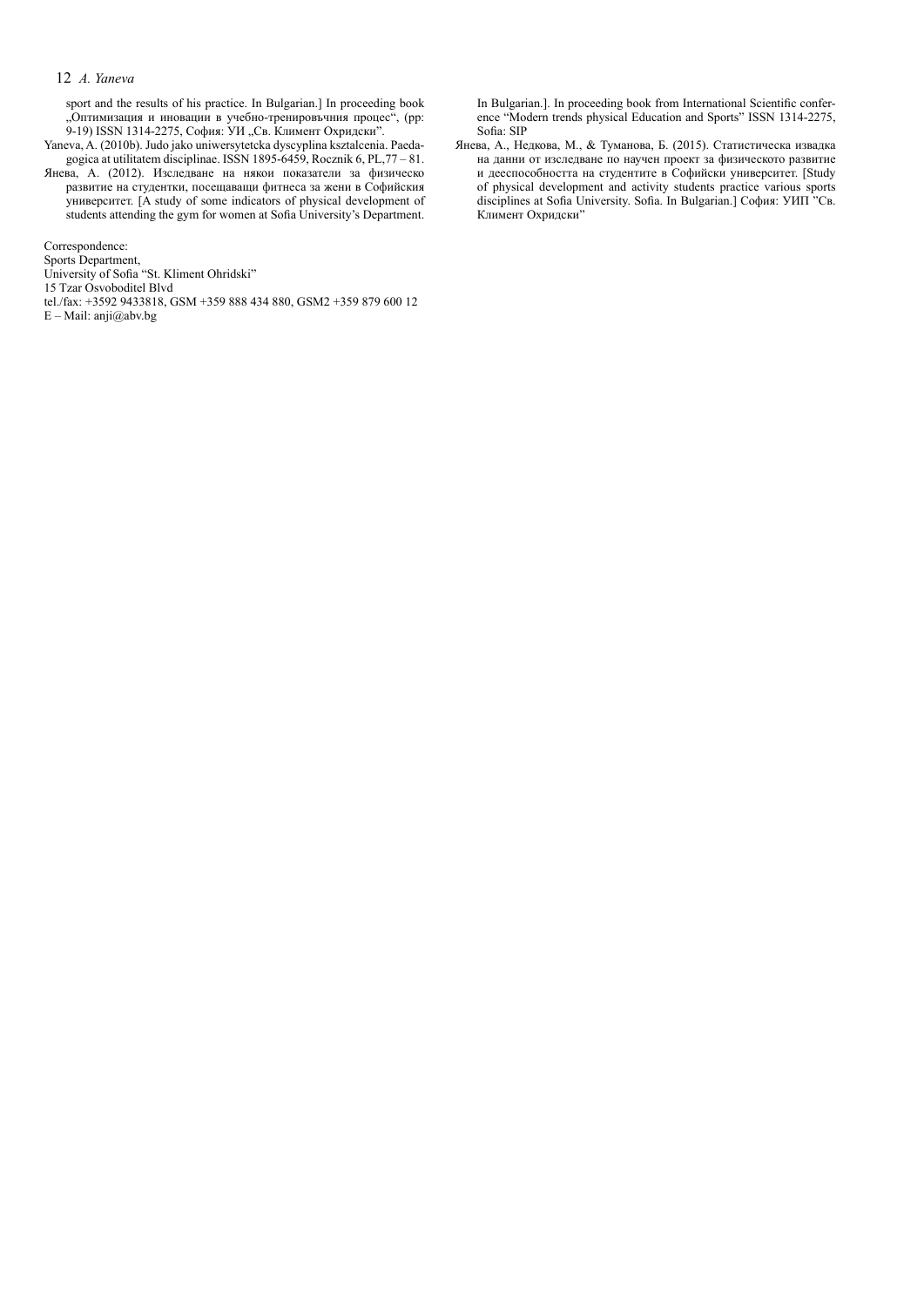sport and the results of his practice. In Bulgarian.] In proceeding book „Оптимизация и иновации в учебно-тренировъчния процес", (pp: 9-19) ISSN 1314-2275, София: УИ „Св. Климент Охридски".

Yaneva, A. (2010b). Judo jako uniwersytetcka dyscyplina ksztalcenia. Paedagogica at utilitatem disciplinae. ISSN 1895-6459, Rocznik 6, PL,77 – 81.

Янева, А. (2012). Изследване на някои показатели за физическо развитие на студентки, посещаващи фитнеса за жени в Софийския университет. [A study of some indicators of physical development of students attending the gym for women at Sofia University's Department. In Bulgarian.]. In proceeding book from International Scientific conference "Modern trends physical Education and Sports" ISSN 1314-2275, Sofia: SIP

Янева, А., Недкова, М., & Туманова, Б. (2015). Статистическа извадка на данни от изследване по научен проект за физическото развитие и дееспособността на студентите в Софийски университет. [Study of physical development and activity students practice various sports disciplines at Sofia University. Sofia. In Bulgarian.] София: УИП "Св. Климент Охридски"

Correspondence:
Sports Department,
University of Sofia "St. Kliment Ohridski"
15 Tzar Osvoboditel Blvd
tel./fax: +3592 9433818, GSM +359 888 434 880, GSM2 +359 879 600 12
E – Mail: anji@abv.bg